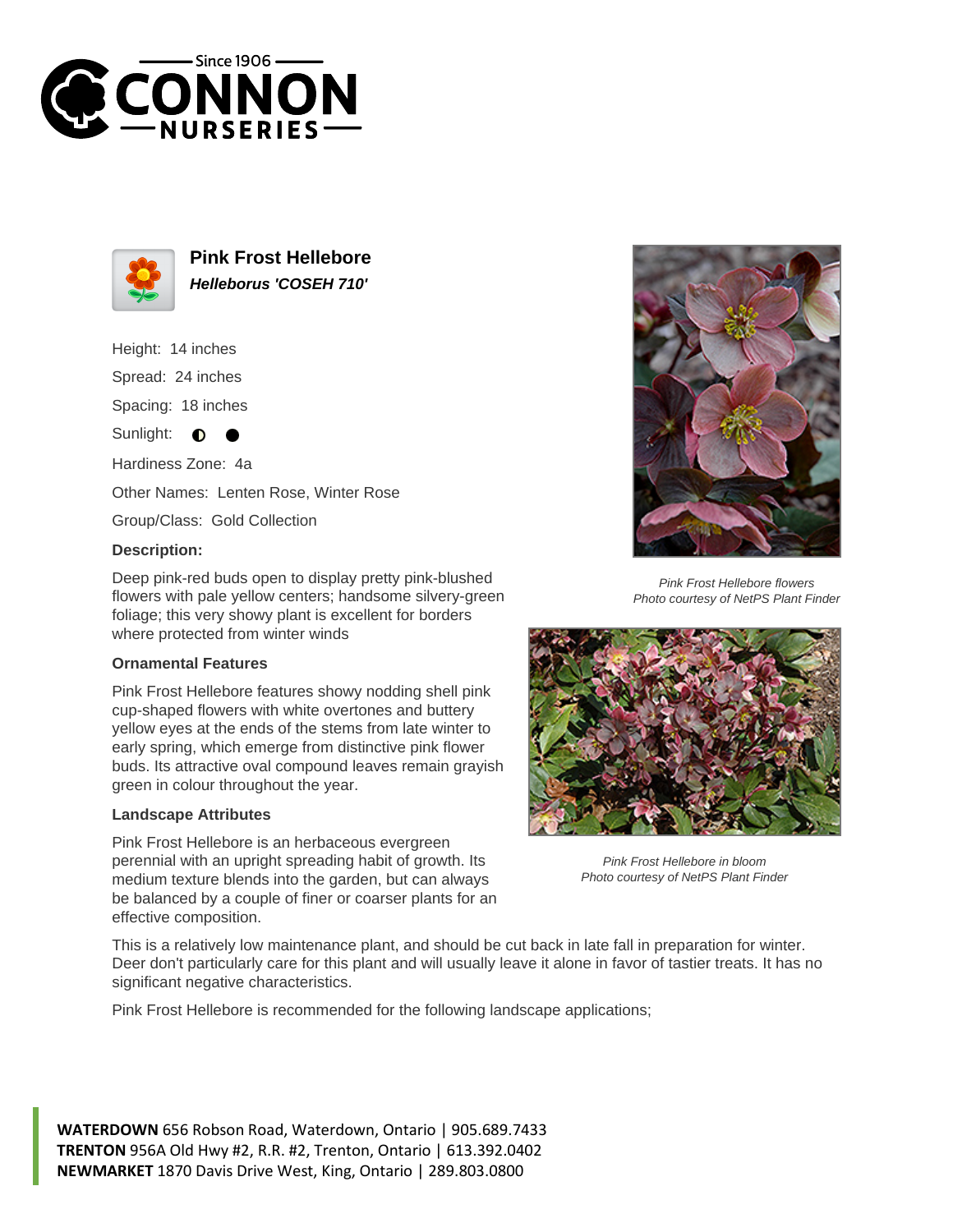# Pink Frost Hellebore

***Helleborus 'COSEH 710'***

Height: 14 inches

Spread: 24 inches

Spacing: 18 inches

Sunlight: ◐ ●

Hardiness Zone: 4a

Other Names: Lenten Rose, Winter Rose

Group/Class: Gold Collection

### Description:

Deep pink-red buds open to display pretty pink-blushed flowers with pale yellow centers; handsome silvery-green foliage; this very showy plant is excellent for borders where protected from winter winds

### Ornamental Features

Pink Frost Hellebore features showy nodding shell pink cup-shaped flowers with white overtones and buttery yellow eyes at the ends of the stems from late winter to early spring, which emerge from distinctive pink flower buds. Its attractive oval compound leaves remain grayish green in colour throughout the year.

### Landscape Attributes

Pink Frost Hellebore is an herbaceous evergreen perennial with an upright spreading habit of growth. Its medium texture blends into the garden, but can always be balanced by a couple of finer or coarser plants for an effective composition.

This is a relatively low maintenance plant, and should be cut back in late fall in preparation for winter. Deer don't particularly care for this plant and will usually leave it alone in favor of tastier treats. It has no significant negative characteristics.

Pink Frost Hellebore is recommended for the following landscape applications;

*Pink Frost Hellebore flowers*
*Photo courtesy of NetPS Plant Finder*

*Pink Frost Hellebore in bloom*
*Photo courtesy of NetPS Plant Finder*

**WATERDOWN** 656 Robson Road, Waterdown, Ontario | 905.689.7433
**TRENTON** 956A Old Hwy #2, R.R. #2, Trenton, Ontario | 613.392.0402
**NEWMARKET** 1870 Davis Drive West, King, Ontario | 289.803.0800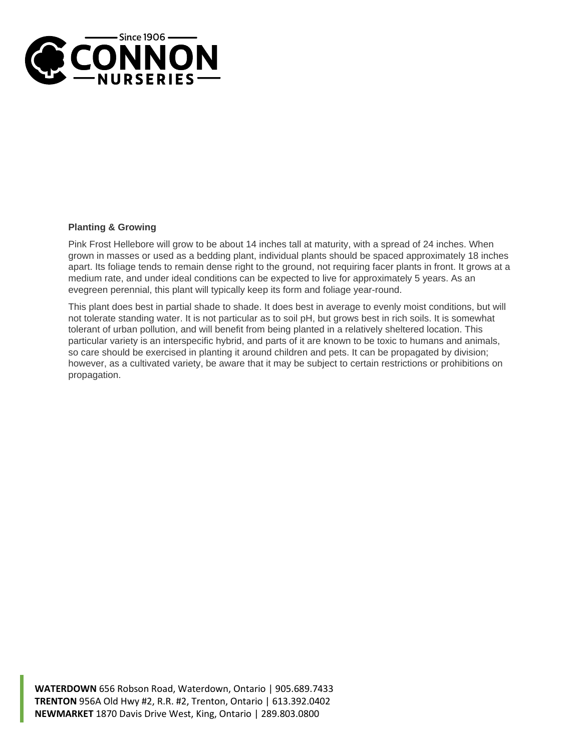**Planting & Growing**

Pink Frost Hellebore will grow to be about 14 inches tall at maturity, with a spread of 24 inches. When grown in masses or used as a bedding plant, individual plants should be spaced approximately 18 inches apart. Its foliage tends to remain dense right to the ground, not requiring facer plants in front. It grows at a medium rate, and under ideal conditions can be expected to live for approximately 5 years. As an evegreen perennial, this plant will typically keep its form and foliage year-round.

This plant does best in partial shade to shade. It does best in average to evenly moist conditions, but will not tolerate standing water. It is not particular as to soil pH, but grows best in rich soils. It is somewhat tolerant of urban pollution, and will benefit from being planted in a relatively sheltered location. This particular variety is an interspecific hybrid, and parts of it are known to be toxic to humans and animals, so care should be exercised in planting it around children and pets. It can be propagated by division; however, as a cultivated variety, be aware that it may be subject to certain restrictions or prohibitions on propagation.